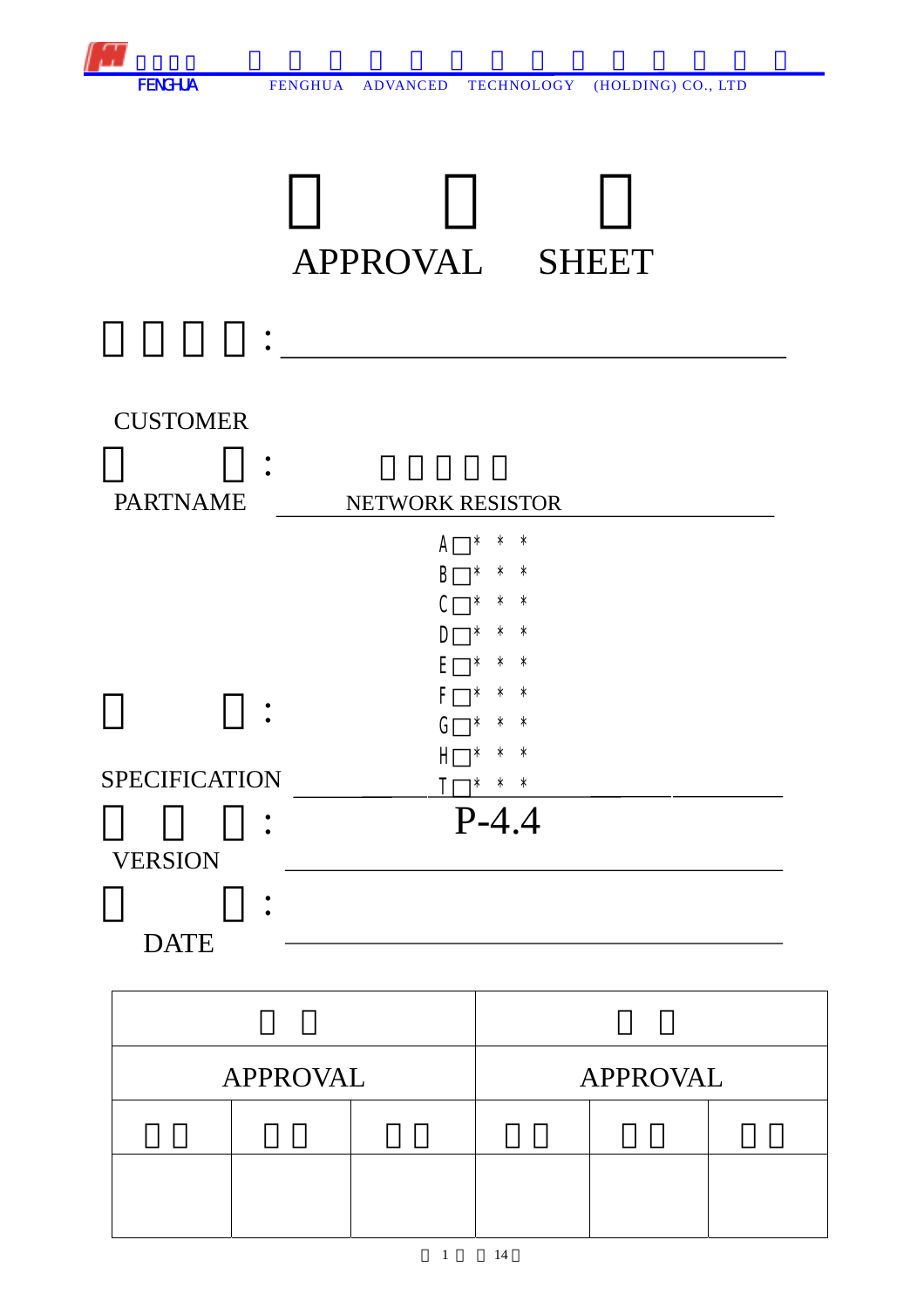FENGHUA ADVANCED TECHNOLOGY (HOLDING) CO., LTD

# APPROVAL SHEET

:

CUSTOMER

:

PARTNAME NETWORK RESISTOR

A□* * *
B□* * *
C□* * *
D□* * *
E□* * *
F□* * *
G□* * *
H□* * *
I□* * *

:

SPECIFICATION

:

VERSION P-4.4

:

DATE

| APPROVAL | | | APPROVAL | | |
|---|---|---|---|---|---|
| | | | | | |
| | | | | | |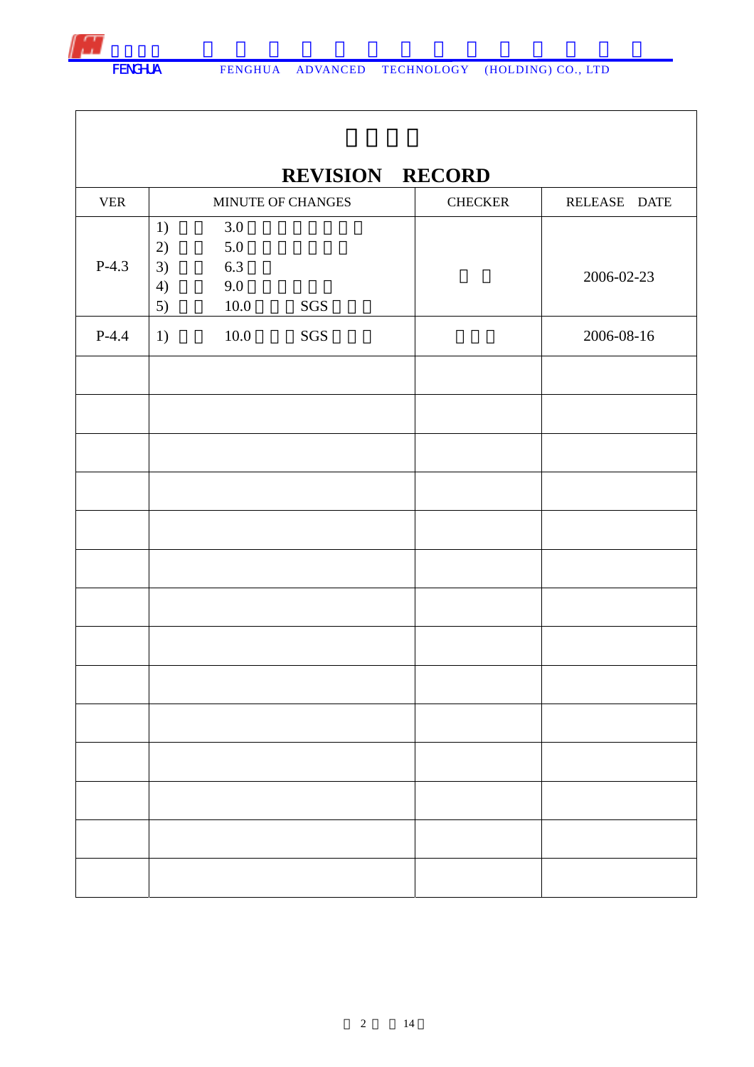## REVISION RECORD

| VER | MINUTE OF CHANGES | CHECKER | RELEASE DATE |
|---|---|---|---|
| P-4.3 | 1) 3.0<br>2) 5.0<br>3) 6.3<br>4) 9.0<br>5) 10.0 SGS | | 2006-02-23 |
| P-4.4 | 1) 10.0 SGS | | 2006-08-16 |
| | | | |
| | | | |
| | | | |
| | | | |
| | | | |
| | | | |
| | | | |
| | | | |
| | | | |
| | | | |
| | | | |
| | | | |
| | | | |
| | | | |
| | | | |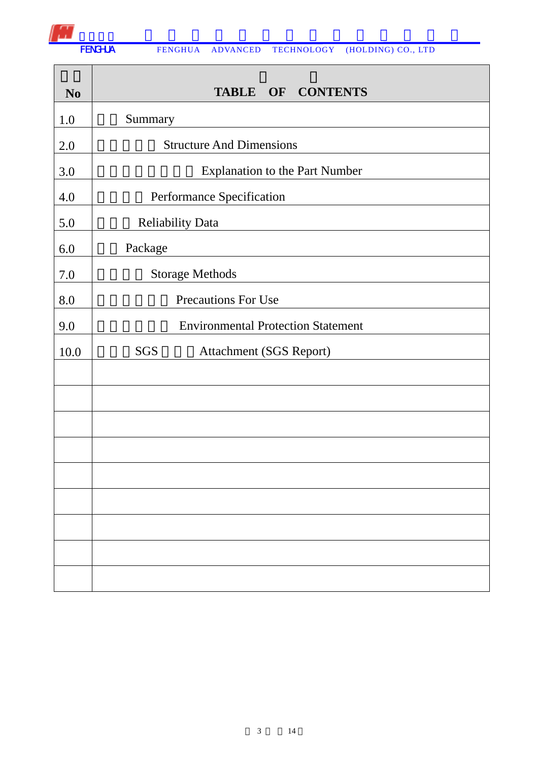| No | TABLE OF CONTENTS |
|---|---|
| 1.0 | Summary |
| 2.0 | Structure And Dimensions |
| 3.0 | Explanation to the Part Number |
| 4.0 | Performance Specification |
| 5.0 | Reliability Data |
| 6.0 | Package |
| 7.0 | Storage Methods |
| 8.0 | Precautions For Use |
| 9.0 | Environmental Protection Statement |
| 10.0 | SGS Attachment (SGS Report) |
| | |
| | |
| | |
| | |
| | |
| | |
| | |
| | |
| | |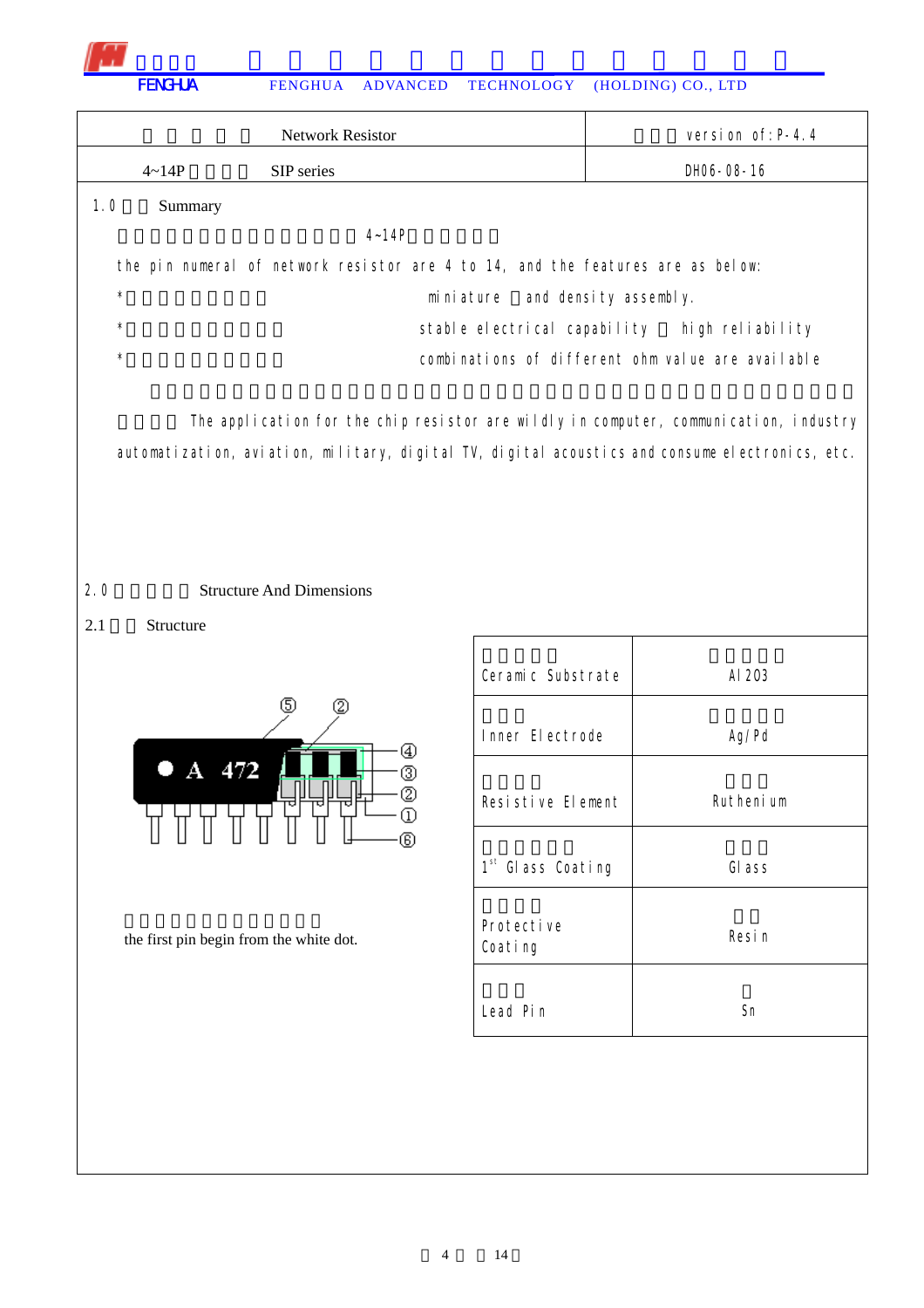| Network Resistor | version of:P-4.4 |
|---|---|
| 4~14P SIP series | DH06-08-16 |

## 1.0 Summary

4~14P

the pin numeral of network resistor are 4 to 14, and the features are as below:

* miniature and density assembly.
* stable electrical capability high reliability
* combinations of different ohm value are available

The application for the chip resistor are wildly in computer, communication, industry automatization, aviation, military, digital TV, digital acoustics and consume electronics, etc.

## 2.0 Structure And Dimensions

### 2.1 Structure

the first pin begin from the white dot.

| | |
|---|---|
| Ceramic Substrate | $Al_2O_3$ |
| Inner Electrode | Ag/Pd |
| Resistive Element | Ruthenium |
| 1st Glass Coating | Glass |
| Protective Coating | Resin |
| Lead Pin | Sn |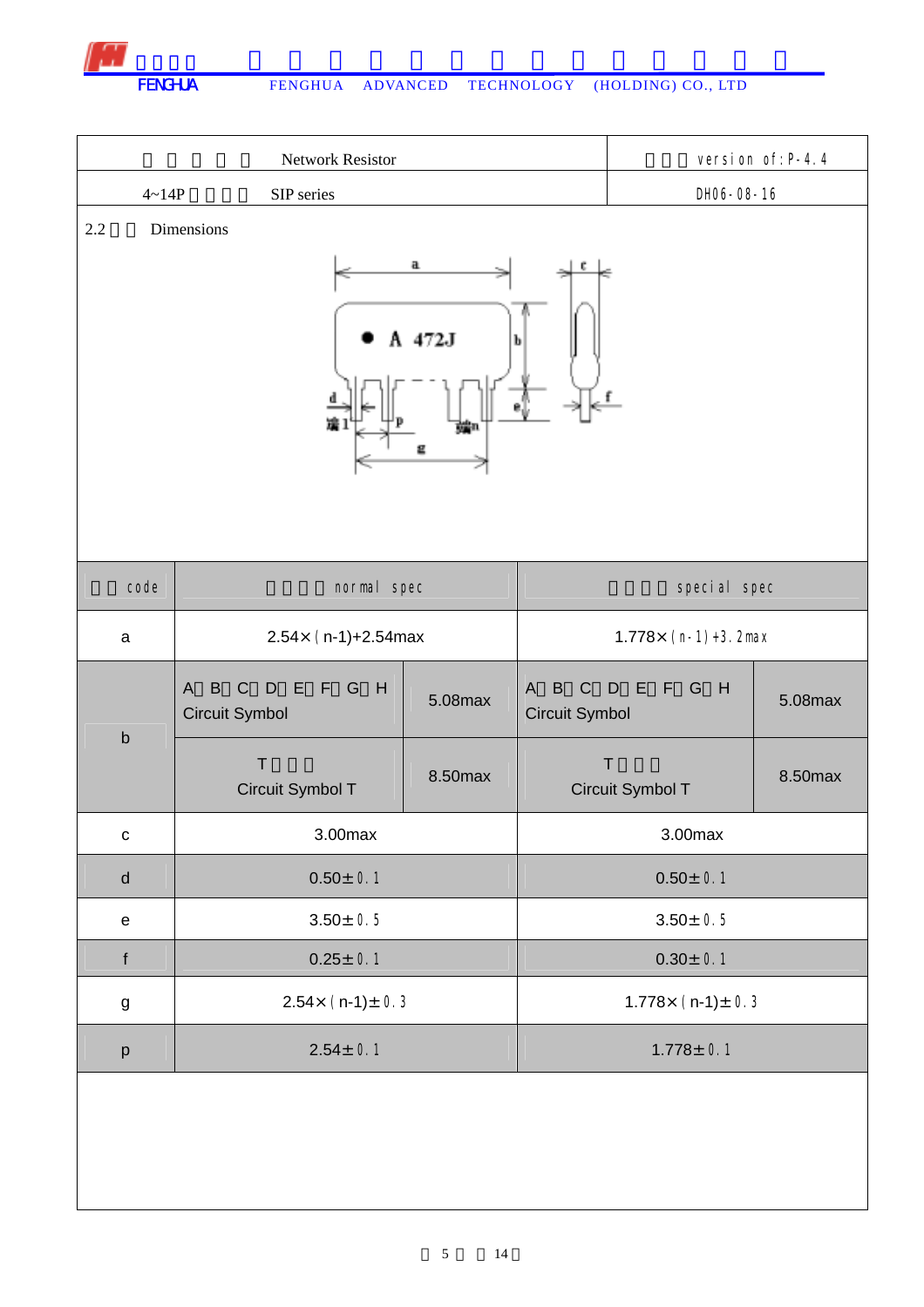| Network Resistor | version of:P-4.4 |
|---|---|
| 4~14P SIP series | DH06-08-16 |

## 2.2 Dimensions

| code | normal spec | | special spec | |
|---|---|---|---|---|
| a | 2.54×(n-1)+2.54max | | 1.778×(n-1)+3.2max | |
| b | A B C D E F G H Circuit Symbol | 5.08max | A B C D E F G H Circuit Symbol | 5.08max |
| | T Circuit Symbol T | 8.50max | T Circuit Symbol T | 8.50max |
| c | 3.00max | | 3.00max | |
| d | 0.50±0.1 | | 0.50±0.1 | |
| e | 3.50±0.5 | | 3.50±0.5 | |
| f | 0.25±0.1 | | 0.30±0.1 | |
| g | 2.54×(n-1)±0.3 | | 1.778×(n-1)±0.3 | |
| p | 2.54±0.1 | | 1.778±0.1 | |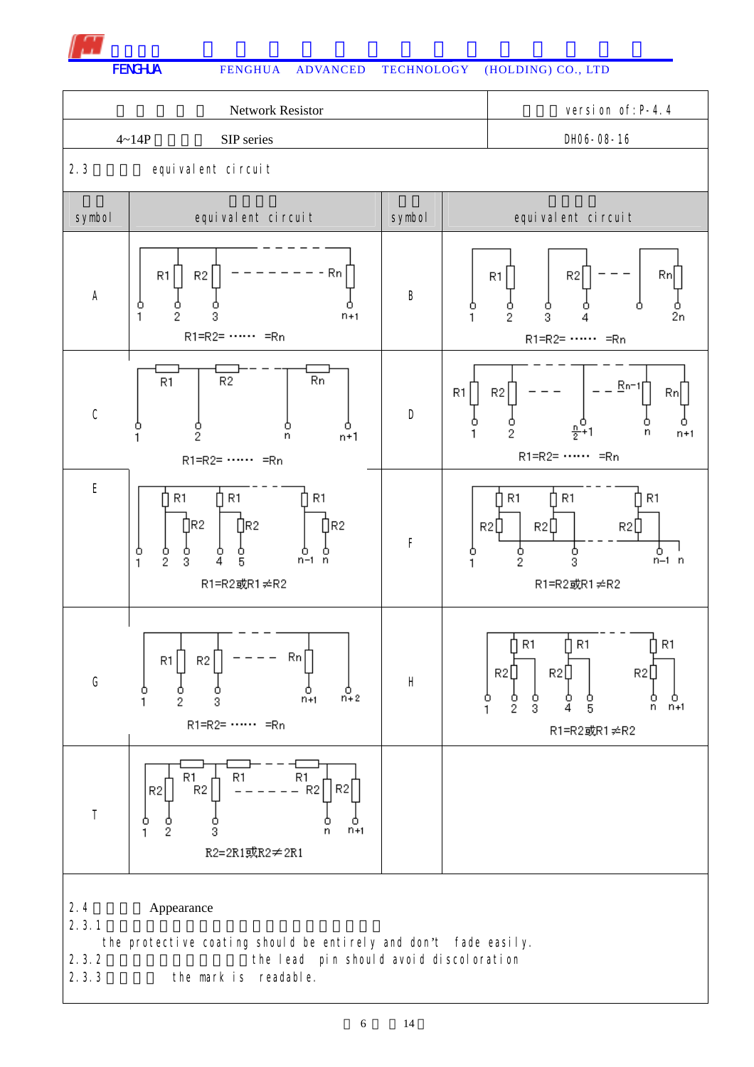| Network Resistor | version of:P-4.4 |
|---|---|
| 4~14P SIP series | DH06-08-16 |

2.3 equivalent circuit

| symbol | equivalent circuit | symbol | equivalent circuit |
|---|---|---|---|
| A | R1=R2= …… =Rn | B | R1=R2= …… =Rn |
| C | R1=R2= …… =Rn | D | R1=R2= …… =Rn |
| E | R1=R2或R1≠R2 | F | R1=R2或R1≠R2 |
| G | R1=R2= …… =Rn | H | R1=R2或R1≠R2 |
| T | R2=2R1或R2≠2R1 | | |

2.4 Appearance

2.3.1 the protective coating should be entirely and don't fade easily.

2.3.2 the lead pin should avoid discoloration

2.3.3 the mark is readable.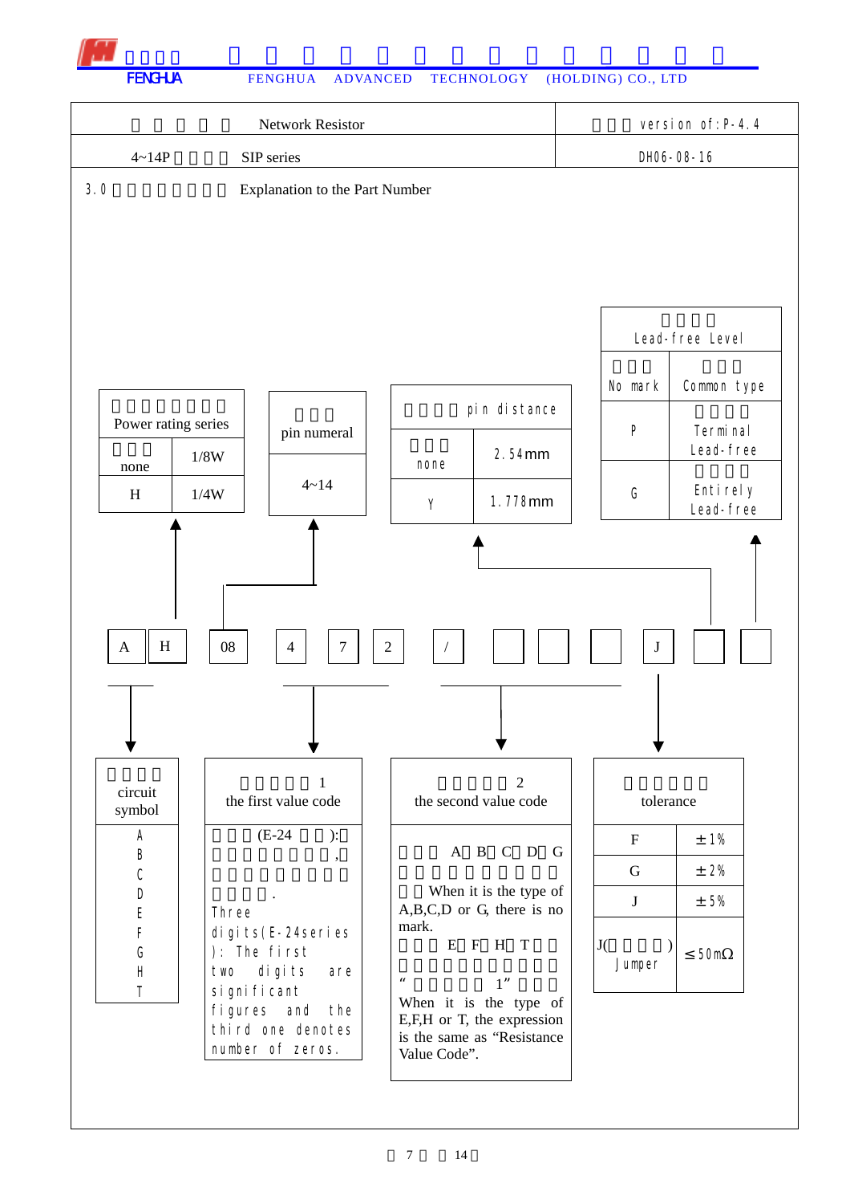| 产品名称 Network Resistor | 版本号 version of:P-4.4 |
|---|---|
| 4~14P 单列直插 SIP series | DH06-08-16 |

## 3.0 产品型号命名说明 Explanation to the Part Number

Part number example: A H 08 4 7 2 / □ □ □ J □ □

**功率等级系列 Power rating series**

| 不标注 none | 1/8W |
|---|---|
| H | 1/4W |

**引出端 pin numeral**: 4~14

**引脚间距 pin distance**

| 不标注 none | 2.54mm |
|---|---|
| Y | 1.778mm |

**无铅等级 Lead-free Level**

| 不标注 No mark | 普通型 Common type |
|---|---|
| P | 端头无铅 Terminal Lead-free |
| G | 全部无铅 Entirely Lead-free |

**线路符号 circuit symbol**: A, B, C, D, E, F, G, H, T

**第一标称值 1 the first value code**

三位数(E-24 系列):前两位为有效数字,第三位表示有效数字后零的个数.
Three digits(E-24series): The first two digits are significant figures and the third one denotes number of zeros.

**第二标称值 2 the second value code**

线路为 A、B、C、D、G 时,无第二标称值。
When it is the type of A,B,C,D or G, there is no mark.
线路为 E、F、H、T 时,第二标称值表示方法同"第一标称值 1"。
When it is the type of E,F,H or T, the expression is the same as "Resistance Value Code".

**阻值允许偏差 tolerance**

| F | ±1% |
|---|---|
| G | ±2% |
| J | ±5% |
| J(跨接电阻) Jumper | ≤50mΩ |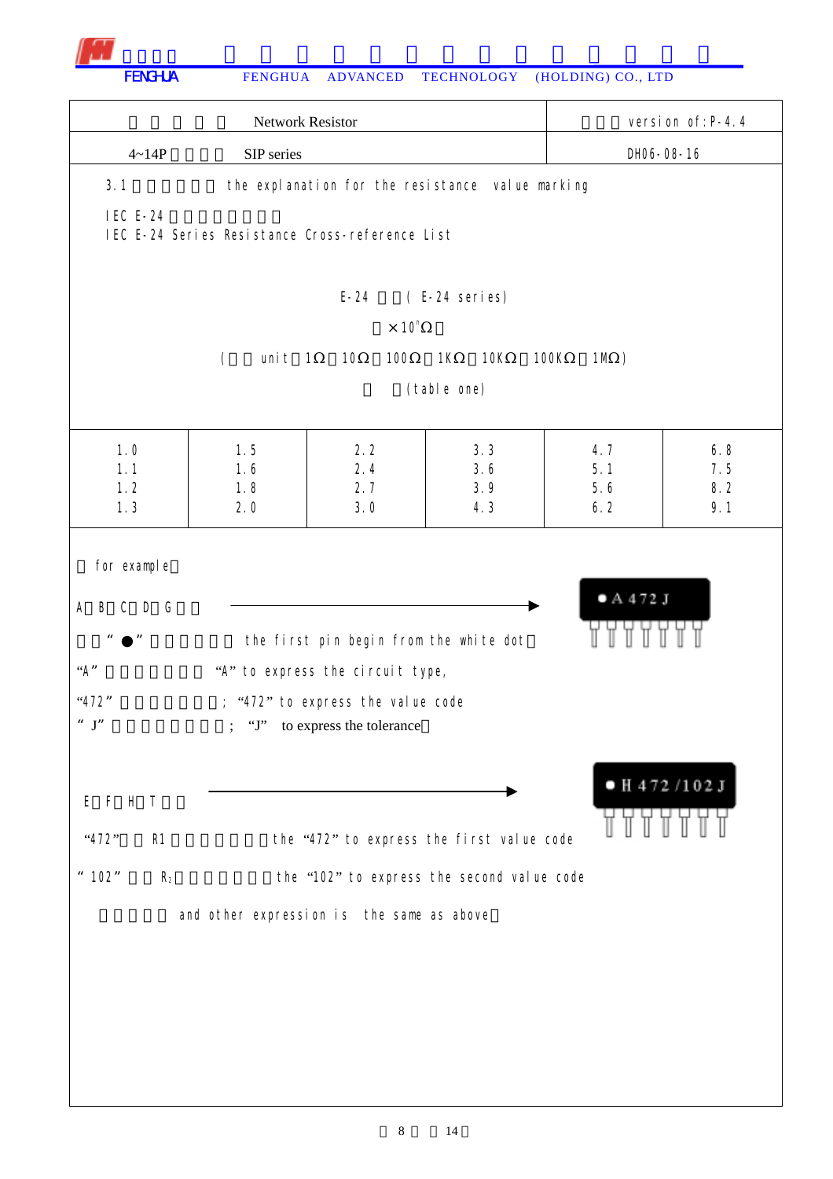| Network Resistor | version of:P-4.4 |
|---|---|
| 4~14P SIP series | DH06-08-16 |

3.1 the explanation for the resistance value marking

IEC E-24

IEC E-24 Series Resistance Cross-reference List

E-24 (E-24 series)

$\times 10^n \Omega$

( unit 1Ω 10Ω 100Ω 1KΩ 10KΩ 100KΩ 1MΩ)

(table one)

| | | | | | |
|---|---|---|---|---|---|
| 1.0<br>1.1<br>1.2<br>1.3 | 1.5<br>1.6<br>1.8<br>2.0 | 2.2<br>2.4<br>2.7<br>3.0 | 3.3<br>3.6<br>3.9<br>4.3 | 4.7<br>5.1<br>5.6<br>6.2 | 6.8<br>7.5<br>8.2<br>9.1 |

for example

A B C D G → ●A 472 J

"●" the first pin begin from the white dot

"A" "A" to express the circuit type,

"472" ; "472" to express the value code

" J" ; "J" to express the tolerance

E F H T → ●H 472 /102 J

"472" R1 the "472" to express the first value code

" 102" $R_2$ the "102" to express the second value code

and other expression is the same as above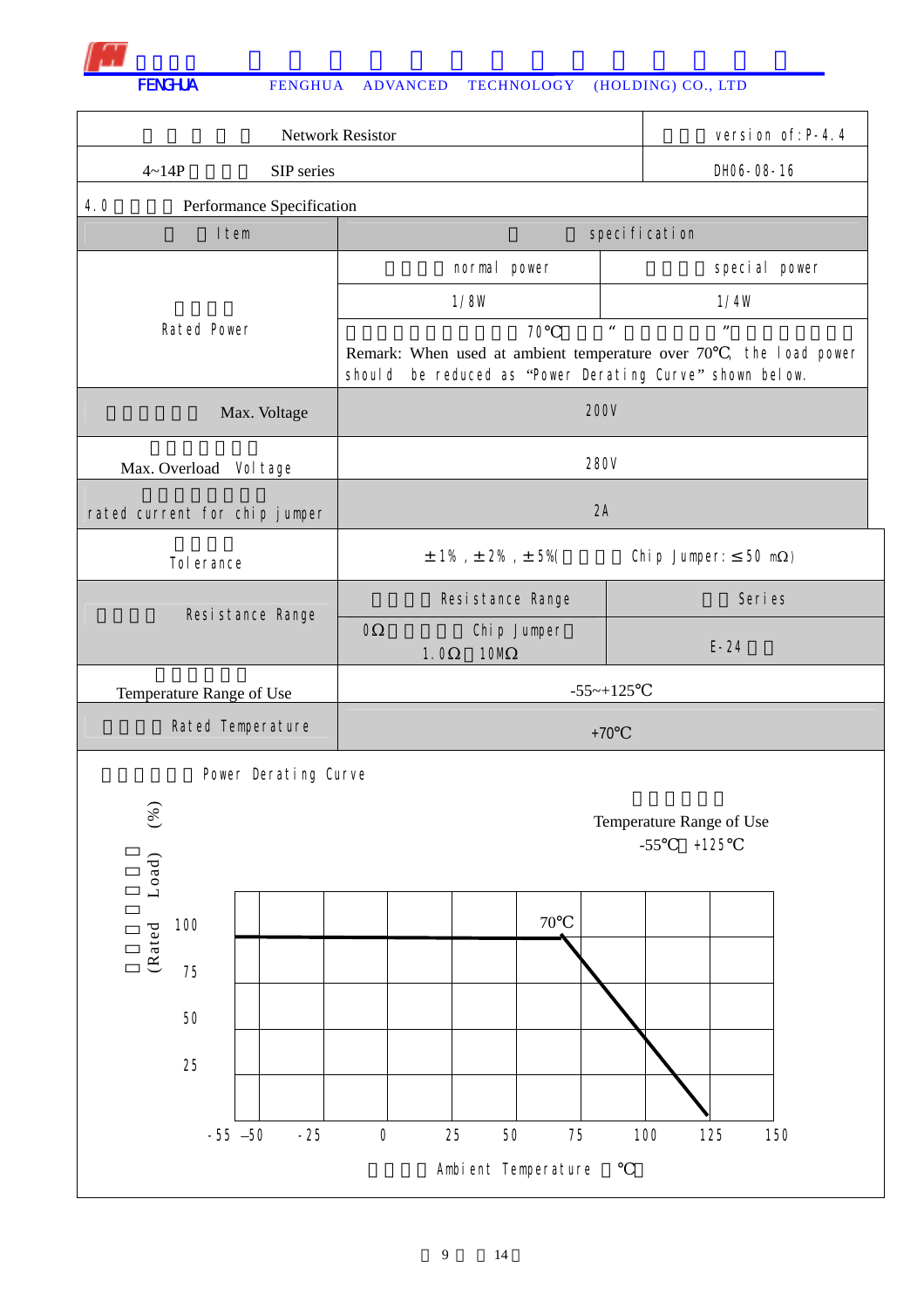| Network Resistor | version of:P-4.4 |
|---|---|
| 4~14P SIP series | DH06-08-16 |

4.0 Performance Specification

| Item | specification | |
|---|---|---|
| Rated Power | normal power | special power |
| | 1/8W | 1/4W |
| | 70℃ " " Remark: When used at ambient temperature over 70℃, the load power should be reduced as "Power Derating Curve" shown below. | |
| Max. Voltage | 200V | |
| Max. Overload Voltage | 280V | |
| rated current for chip jumper | 2A | |
| Tolerance | ±1%, ±2%, ±5%( Chip Jumper: ≤50 mΩ) | |
| Resistance Range | Resistance Range | Series |
| | 0Ω Chip Jumper 1.0Ω 10MΩ | E-24 |
| Temperature Range of Use | -55~+125℃ | |
| Rated Temperature | +70℃ | |

Power Derating Curve

Temperature Range of Use
-55℃ +125℃

(Rated Load) (%)

100, 75, 50, 25

70℃

-55 -50 -25 0 25 50 75 100 125 150

Ambient Temperature ℃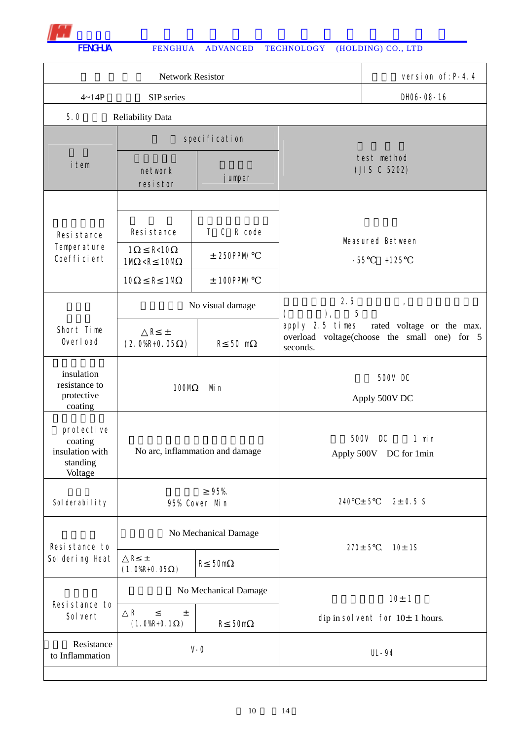| Network Resistor | version of:P-4.4 |
|---|---|
| 4~14P SIP series | DH06-08-16 |

5.0 Reliability Data

| item | specification | | test method (JIS C 5202) |
|---|---|---|---|
| | network resistor | jumper | |
| Resistance Temperature Coefficient | Resistance | T C R code | Measured Between -55℃ +125℃ |
| | 1Ω≤R<10Ω 1MΩ<R≤10MΩ | ±250PPM/℃ | |
| | 10Ω≤R≤1MΩ | ±100PPM/℃ | |
| Short Time Overload | No visual damage | | 2.5 ( ), 5 apply 2.5 times rated voltage or the max. overload voltage(choose the small one) for 5 seconds. |
| | △R≤±(2.0%R+0.05Ω) | R≤50 mΩ | |
| insulation resistance to protective coating | 100MΩ Min | | 500V DC Apply 500V DC |
| protective coating insulation with standing Voltage | No arc, inflammation and damage | | 500V DC 1 min Apply 500V DC for 1min |
| Solderability | ≥95%. 95% Cover Min | | 240℃±5℃ 2±0.5 S |
| Resistance to Soldering Heat | No Mechanical Damage | | 270±5℃, 10±1S |
| | △R≤±(1.0%R+0.05Ω) | R≤50mΩ | |
| Resistance to Solvent | No Mechanical Damage | | 10±1 dip in solvent for 10±1 hours. |
| | △R ≤ ±(1.0%R+0.1Ω) | R≤50mΩ | |
| Resistance to Inflammation | V-0 | | UL-94 |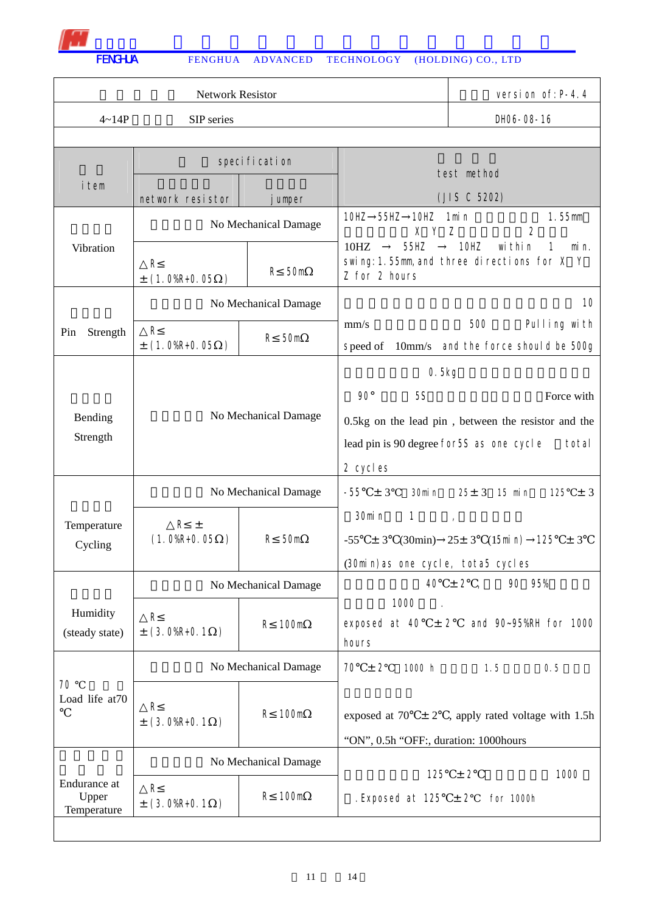FENGHUA ADVANCED TECHNOLOGY (HOLDING) CO., LTD

| Network Resistor | version of:P-4.4 |
|---|---|
| 4~14P SIP series | DH06-08-16 |

| item | specification | | test method (JIS C 5202) |
|---|---|---|---|
| | network resistor | jumper | |
| Vibration | No Mechanical Damage | | 10HZ→55HZ→10HZ 1min 1.55mm X Y Z 2 10HZ → 55HZ → 10HZ within 1 min. swing:1.55mm,and three directions for X Y Z for 2 hours |
| | △R≤ ±(1.0%R+0.05Ω) | R≤50mΩ | |
| Pin Strength | No Mechanical Damage | | 10 mm/s 500 Pulling with speed of 10mm/s and the force should be 500g |
| | △R≤ ±(1.0%R+0.05Ω) | R≤50mΩ | |
| Bending Strength | No Mechanical Damage | | 0.5kg 90° 5S Force with 0.5kg on the lead pin, between the resistor and the lead pin is 90 degree for 5S as one cycle total 2 cycles |
| Temperature Cycling | No Mechanical Damage | | -55℃±3℃ 30min 25±3 15 min 125℃±3 30min 1 , -55℃±3℃(30min)→25±3℃(15min)→125℃±3℃ (30min) as one cycle, tota5 cycles |
| | △R≤± (1.0%R+0.05Ω) | R≤50mΩ | |
| Humidity (steady state) | No Mechanical Damage | | 40℃±2℃, 90 95% 1000 . exposed at 40℃±2℃ and 90~95%RH for 1000 hours |
| | △R≤ ±(3.0%R+0.1Ω) | R≤100mΩ | |
| 70 ℃ Load life at70 ℃ | No Mechanical Damage | | 70℃±2℃ 1000 h 1.5 0.5 exposed at 70℃±2℃, apply rated voltage with 1.5h "ON", 0.5h "OFF:, duration: 1000hours |
| | △R≤ ±(3.0%R+0.1Ω) | R≤100mΩ | |
| Endurance at Upper Temperature | No Mechanical Damage | | 125℃±2℃ 1000 .Exposed at 125℃±2℃ for 1000h |
| | △R≤ ±(3.0%R+0.1Ω) | R≤100mΩ | |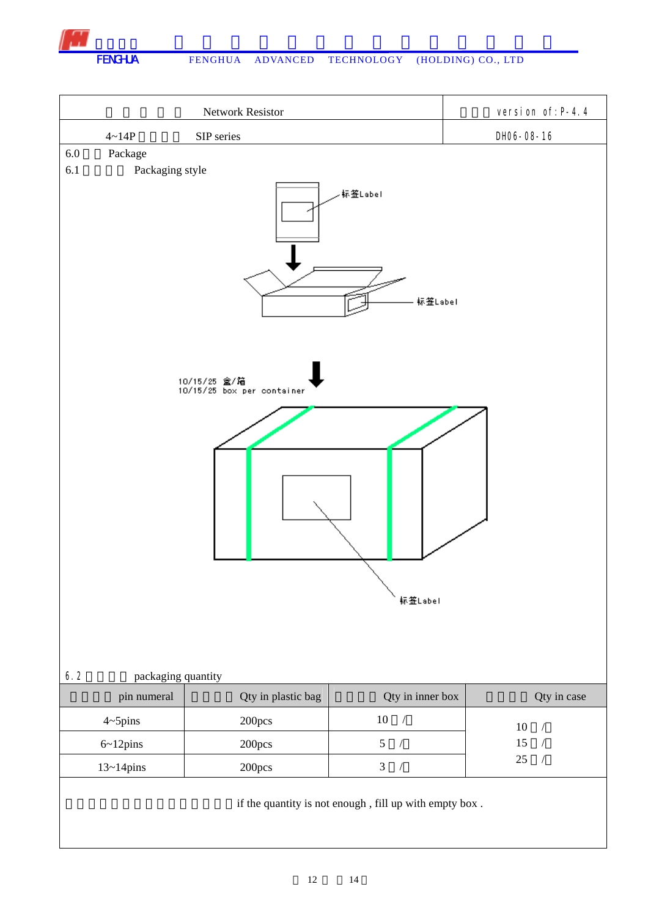| 　　　　　 Network Resistor | 　　　 version of:P-4.4 |
|---|---|
| 4~14P　　　　 SIP series | DH06-08-16 |

6.0　　 Package

6.1　　　　 Packaging style

标签Label

标签Label

10/15/25 盒/箱
10/15/25 box per container

标签Label

6.2　　　　 packaging quantity

| 　　　　 pin numeral | 　　　　 Qty in plastic bag | 　　　　 Qty in inner box | 　　　　 Qty in case |
|---|---|---|---|
| 4~5pins | 200pcs | 10　/ | 10　/<br>15　/<br>25　/ |
| 6~12pins | 200pcs | 5　/ | |
| 13~14pins | 200pcs | 3　/ | |

　　　　　　　　　　　　　 if the quantity is not enough , fill up with empty box .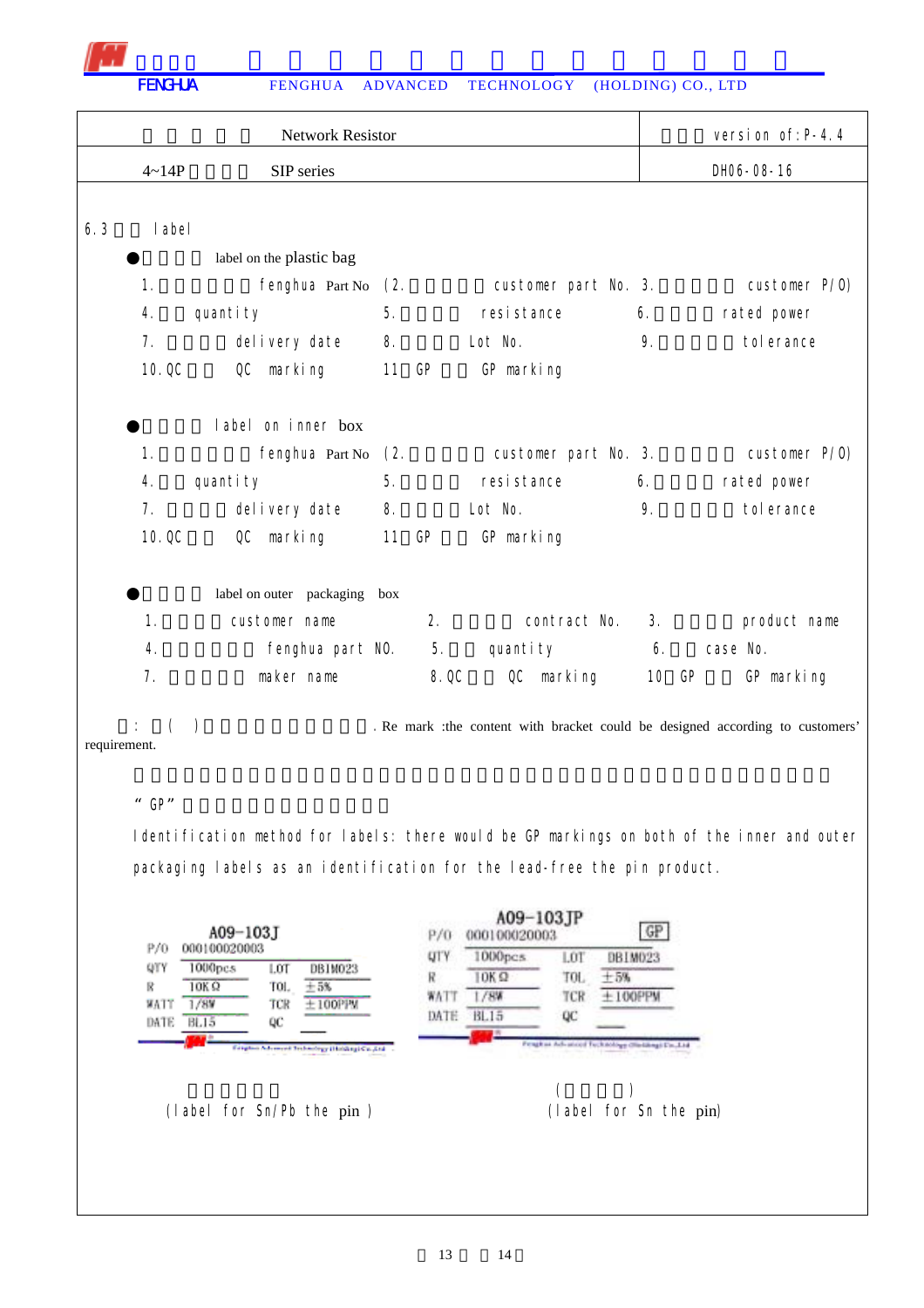| Network Resistor | version of:P-4.4 |
|---|---|
| 4~14P SIP series | DH06-08-16 |

6.3 label

- label on the plastic bag

1. fenghua Part No (2. customer part No. 3. customer P/O)
4. quantity 5. resistance 6. rated power
7. delivery date 8. Lot No. 9. tolerance
10.QC QC marking 11 GP GP marking

- label on inner box

1. fenghua Part No (2. customer part No. 3. customer P/O)
4. quantity 5. resistance 6. rated power
7. delivery date 8. Lot No. 9. tolerance
10.QC QC marking 11 GP GP marking

- label on outer packaging box

1. customer name 2. contract No. 3. product name
4. fenghua part NO. 5. quantity 6. case No.
7. maker name 8.QC QC marking 10 GP GP marking

: ( ) . Re mark :the content with bracket could be designed according to customers' requirement.

"GP"

Identification method for labels: there would be GP markings on both of the inner and outer packaging labels as an identification for the lead-free the pin product.

A09-103J
P/O 000100020003
QTY 1000pcs LOT DB1M023
R 10KΩ TOL ±5%
WATT 1/8W TCR ±100PPM
DATE BL15 QC

(label for Sn/Pb the pin )

A09-103JP GP
P/O 000100020003
QTY 1000pcs LOT DB1M023
R 10KΩ TOL ±5%
WATT 1/8W TCR ±100PPM
DATE BL15 QC

( )
(label for Sn the pin)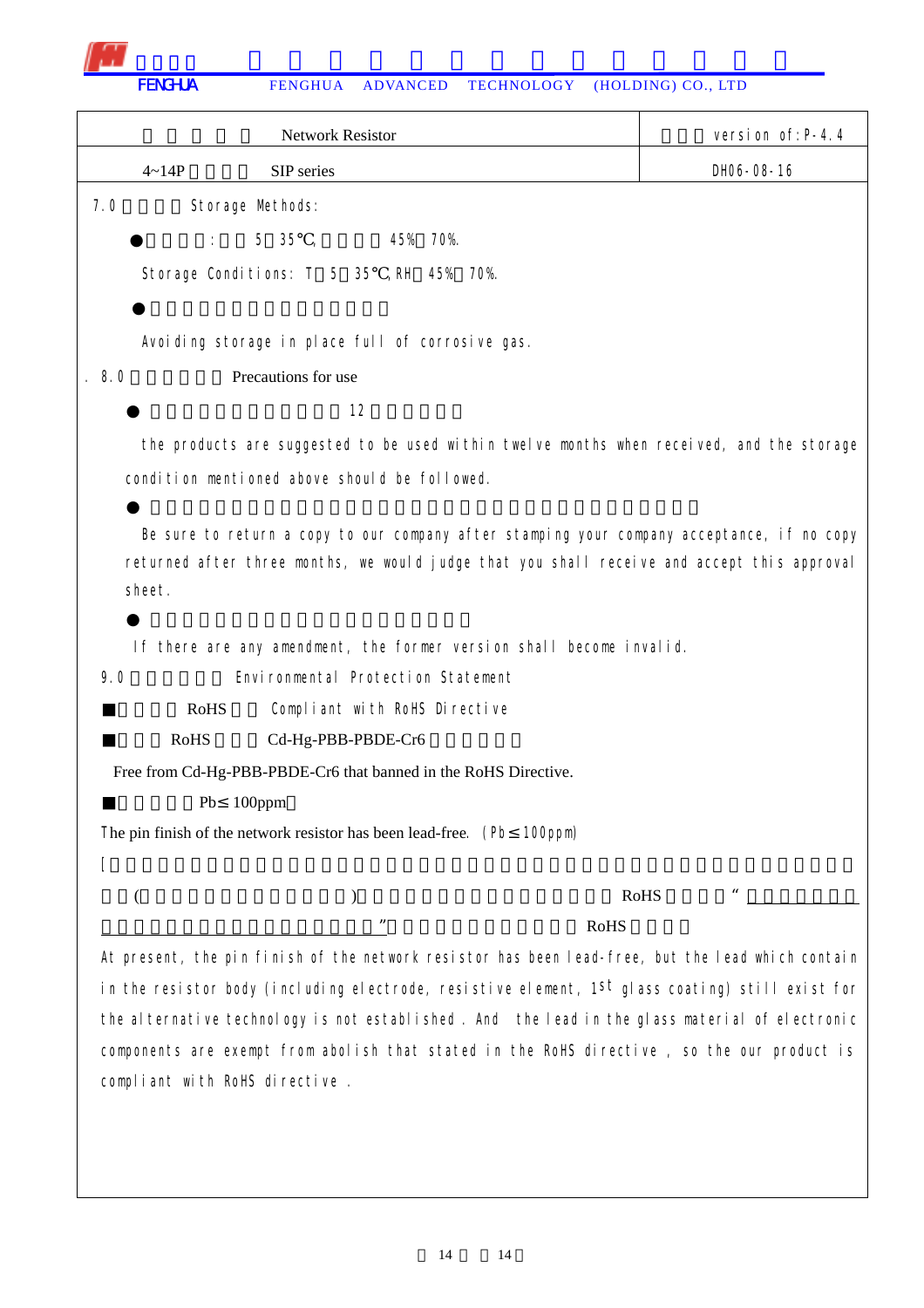| Network Resistor | version of:P-4.4 |
| --- | --- |
| 4~14P SIP series | DH06-08-16 |

7.0 Storage Methods:

- : 5 35℃, 45% 70%.

  Storage Conditions: T 5 35℃,RH 45% 70%.

- Avoiding storage in place full of corrosive gas.

. 8.0 Precautions for use

- 12

  the products are suggested to be used within twelve months when received, and the storage condition mentioned above should be followed.

- Be sure to return a copy to our company after stamping your company acceptance, if no copy returned after three months, we would judge that you shall receive and accept this approval sheet.

- If there are any amendment, the former version shall become invalid.

9.0 Environmental Protection Statement

■ RoHS Compliant with RoHS Directive

■ RoHS Cd-Hg-PBB-PBDE-Cr6

Free from Cd-Hg-PBB-PBDE-Cr6 that banned in the RoHS Directive.

■ Pb≤100ppm

The pin finish of the network resistor has been lead-free. (Pb≤100ppm)

[

( ) RoHS “ ” RoHS

At present, the pin finish of the network resistor has been lead-free, but the lead which contain in the resistor body (including electrode, resistive element, 1st glass coating) still exist for the alternative technology is not established. And the lead in the glass material of electronic components are exempt from abolish that stated in the RoHS directive, so the our product is compliant with RoHS directive.